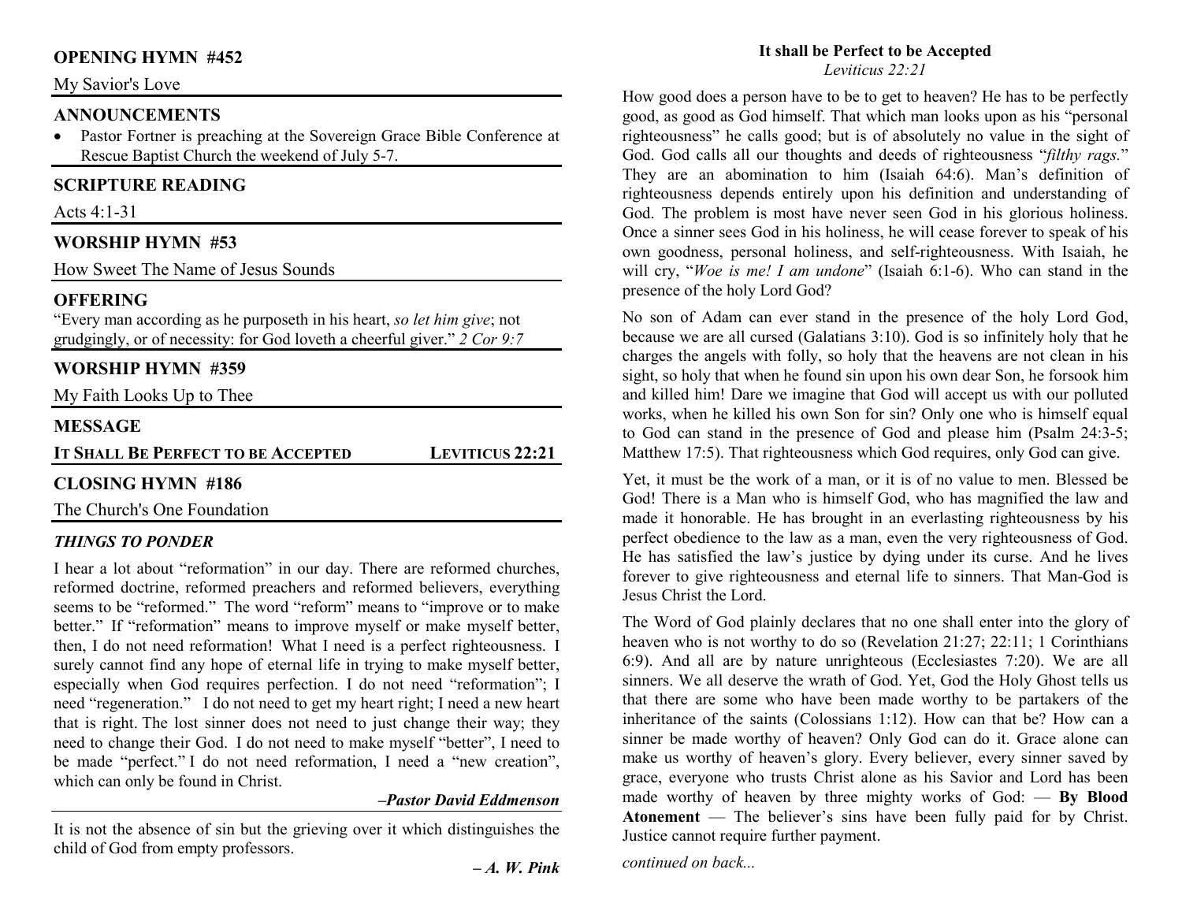## OPENING HYMN #452

My Savior's Love

## ANNOUNCEMENTS

- Pastor Fortner is preaching at the Sovereign Grace Bible Conference at Rescue Baptist Church the weekend of July 5-7.

## SCRIPTURE READING

Acts 4:1-31

## WORSHIP HYMN #53

How Sweet The Name of Jesus Sounds

## OFFERING

"Every man according as he purposeth in his heart, *so let him give*; not grudgingly, or of necessity: for God loveth a cheerful giver." *2 Cor 9:7*

## WORSHIP HYMN #359

My Faith Looks Up to Thee

## MESSAGE

**IT SHALL BE PERFECT TO BE ACCEPTED** — **LEVITICUS 22:21**

## CLOSING HYMN #186

The Church's One Foundation

### *THINGS TO PONDER*

I hear a lot about "reformation" in our day. There are reformed churches, reformed doctrine, reformed preachers and reformed believers, everything seems to be "reformed." The word "reform" means to "improve or to make better." If "reformation" means to improve myself or make myself better, then, I do not need reformation! What I need is a perfect righteousness. I surely cannot find any hope of eternal life in trying to make myself better, especially when God requires perfection. I do not need "reformation"; I need "regeneration." I do not need to get my heart right; I need a new heart that is right. The lost sinner does not need to just change their way; they need to change their God. I do not need to make myself "better", I need to be made "perfect." I do not need reformation, I need a "new creation", which can only be found in Christ.

***–Pastor David Eddmenson***

It is not the absence of sin but the grieving over it which distinguishes the child of God from empty professors.

***– A. W. Pink***

## It shall be Perfect to be Accepted

*Leviticus 22:21*

How good does a person have to be to get to heaven? He has to be perfectly good, as good as God himself. That which man looks upon as his "personal righteousness" he calls good; but is of absolutely no value in the sight of God. God calls all our thoughts and deeds of righteousness "*filthy rags.*" They are an abomination to him (Isaiah 64:6). Man's definition of righteousness depends entirely upon his definition and understanding of God. The problem is most have never seen God in his glorious holiness. Once a sinner sees God in his holiness, he will cease forever to speak of his own goodness, personal holiness, and self-righteousness. With Isaiah, he will cry, "*Woe is me! I am undone*" (Isaiah 6:1-6). Who can stand in the presence of the holy Lord God?

No son of Adam can ever stand in the presence of the holy Lord God, because we are all cursed (Galatians 3:10). God is so infinitely holy that he charges the angels with folly, so holy that the heavens are not clean in his sight, so holy that when he found sin upon his own dear Son, he forsook him and killed him! Dare we imagine that God will accept us with our polluted works, when he killed his own Son for sin? Only one who is himself equal to God can stand in the presence of God and please him (Psalm 24:3-5; Matthew 17:5). That righteousness which God requires, only God can give.

Yet, it must be the work of a man, or it is of no value to men. Blessed be God! There is a Man who is himself God, who has magnified the law and made it honorable. He has brought in an everlasting righteousness by his perfect obedience to the law as a man, even the very righteousness of God. He has satisfied the law's justice by dying under its curse. And he lives forever to give righteousness and eternal life to sinners. That Man-God is Jesus Christ the Lord.

The Word of God plainly declares that no one shall enter into the glory of heaven who is not worthy to do so (Revelation 21:27; 22:11; 1 Corinthians 6:9). And all are by nature unrighteous (Ecclesiastes 7:20). We are all sinners. We all deserve the wrath of God. Yet, God the Holy Ghost tells us that there are some who have been made worthy to be partakers of the inheritance of the saints (Colossians 1:12). How can that be? How can a sinner be made worthy of heaven? Only God can do it. Grace alone can make us worthy of heaven's glory. Every believer, every sinner saved by grace, everyone who trusts Christ alone as his Savior and Lord has been made worthy of heaven by three mighty works of God: — **By Blood Atonement** — The believer's sins have been fully paid for by Christ. Justice cannot require further payment.

*continued on back...*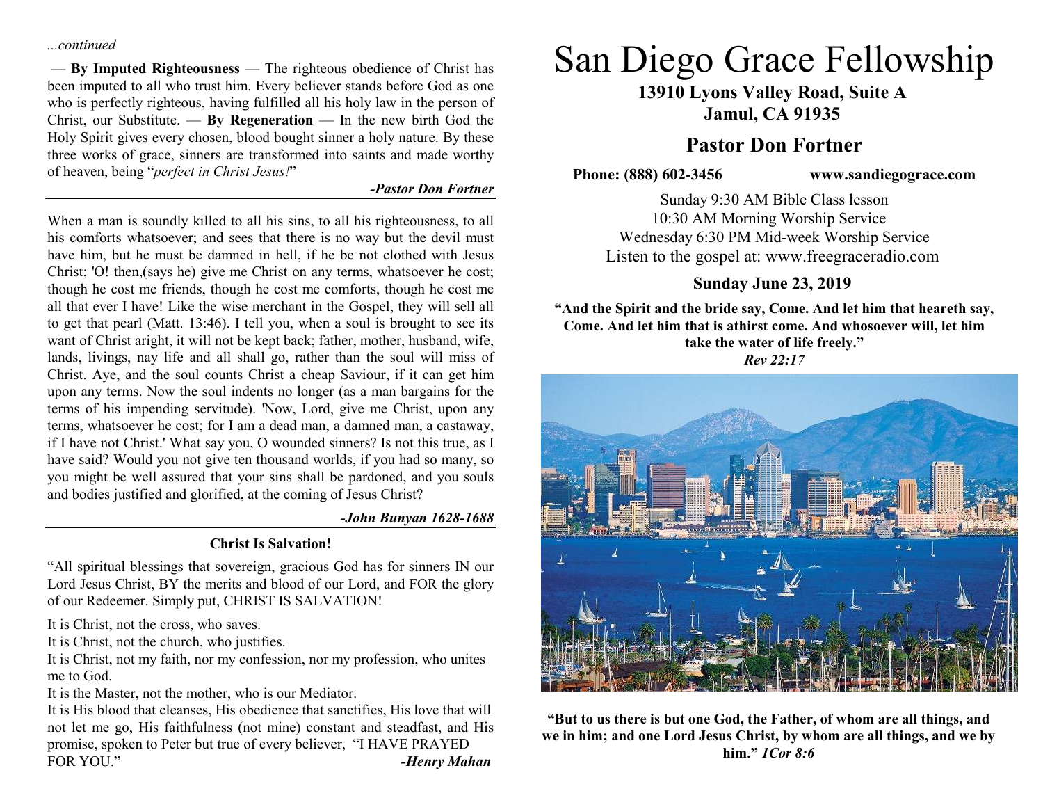*...continued*

— **By Imputed Righteousness** — The righteous obedience of Christ has been imputed to all who trust him. Every believer stands before God as one who is perfectly righteous, having fulfilled all his holy law in the person of Christ, our Substitute. — **By Regeneration** — In the new birth God the Holy Spirit gives every chosen, blood bought sinner a holy nature. By these three works of grace, sinners are transformed into saints and made worthy of heaven, being "*perfect in Christ Jesus!*"

***-Pastor Don Fortner***

When a man is soundly killed to all his sins, to all his righteousness, to all his comforts whatsoever; and sees that there is no way but the devil must have him, but he must be damned in hell, if he be not clothed with Jesus Christ; 'O! then,(says he) give me Christ on any terms, whatsoever he cost; though he cost me friends, though he cost me comforts, though he cost me all that ever I have! Like the wise merchant in the Gospel, they will sell all to get that pearl (Matt. 13:46). I tell you, when a soul is brought to see its want of Christ aright, it will not be kept back; father, mother, husband, wife, lands, livings, nay life and all shall go, rather than the soul will miss of Christ. Aye, and the soul counts Christ a cheap Saviour, if it can get him upon any terms. Now the soul indents no longer (as a man bargains for the terms of his impending servitude). 'Now, Lord, give me Christ, upon any terms, whatsoever he cost; for I am a dead man, a damned man, a castaway, if I have not Christ.' What say you, O wounded sinners? Is not this true, as I have said? Would you not give ten thousand worlds, if you had so many, so you might be well assured that your sins shall be pardoned, and you souls and bodies justified and glorified, at the coming of Jesus Christ?

***-John Bunyan 1628-1688***

### Christ Is Salvation!

"All spiritual blessings that sovereign, gracious God has for sinners IN our Lord Jesus Christ, BY the merits and blood of our Lord, and FOR the glory of our Redeemer. Simply put, CHRIST IS SALVATION!

It is Christ, not the cross, who saves.
It is Christ, not the church, who justifies.
It is Christ, not my faith, nor my confession, nor my profession, who unites me to God.
It is the Master, not the mother, who is our Mediator.
It is His blood that cleanses, His obedience that sanctifies, His love that will not let me go, His faithfulness (not mine) constant and steadfast, and His promise, spoken to Peter but true of every believer, "I HAVE PRAYED FOR YOU."

***-Henry Mahan***

# San Diego Grace Fellowship

**13910 Lyons Valley Road, Suite A**
**Jamul, CA 91935**

## Pastor Don Fortner

**Phone: (888) 602-3456** **www.sandiegograce.com**

Sunday 9:30 AM Bible Class lesson
10:30 AM Morning Worship Service
Wednesday 6:30 PM Mid-week Worship Service
Listen to the gospel at: www.freegraceradio.com

### Sunday June 23, 2019

**"And the Spirit and the bride say, Come. And let him that heareth say, Come. And let him that is athirst come. And whosoever will, let him take the water of life freely."**
***Rev 22:17***

**"But to us there is but one God, the Father, of whom are all things, and we in him; and one Lord Jesus Christ, by whom are all things, and we by him."** ***1Cor 8:6***